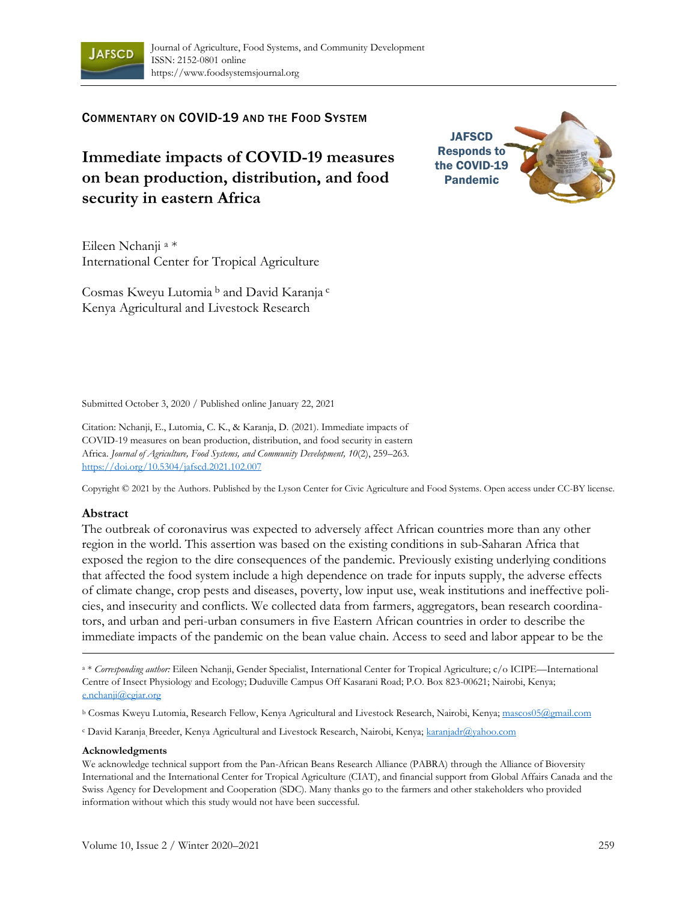Journal of Agriculture, Food Systems, and Community Development
ISSN: 2152-0801 online
https://www.foodsystemsjournal.org

COMMENTARY ON COVID-19 AND THE FOOD SYSTEM

JAFSCD Responds to the COVID-19 Pandemic

# Immediate impacts of COVID-19 measures on bean production, distribution, and food security in eastern Africa

Eileen Nchanji [a] *
International Center for Tropical Agriculture

Cosmas Kweyu Lutomia [b] and David Karanja [c]
Kenya Agricultural and Livestock Research

Submitted October 3, 2020 / Published online January 22, 2021

Citation: Nchanji, E., Lutomia, C. K., & Karanja, D. (2021). Immediate impacts of COVID-19 measures on bean production, distribution, and food security in eastern Africa. *Journal of Agriculture, Food Systems, and Community Development, 10*(2), 259–263. https://doi.org/10.5304/jafscd.2021.102.007

Copyright © 2021 by the Authors. Published by the Lyson Center for Civic Agriculture and Food Systems. Open access under CC-BY license.

## Abstract

The outbreak of coronavirus was expected to adversely affect African countries more than any other region in the world. This assertion was based on the existing conditions in sub-Saharan Africa that exposed the region to the dire consequences of the pandemic. Previously existing underlying conditions that affected the food system include a high dependence on trade for inputs supply, the adverse effects of climate change, crop pests and diseases, poverty, low input use, weak institutions and ineffective policies, and insecurity and conflicts. We collected data from farmers, aggregators, bean research coordinators, and urban and peri-urban consumers in five Eastern African countries in order to describe the immediate impacts of the pandemic on the bean value chain. Access to seed and labor appear to be the

[a] * *Corresponding author:* Eileen Nchanji, Gender Specialist, International Center for Tropical Agriculture; c/o ICIPE—International Centre of Insect Physiology and Ecology; Duduville Campus Off Kasarani Road; P.O. Box 823-00621; Nairobi, Kenya; e.nchanji@cgiar.org

[b] Cosmas Kweyu Lutomia, Research Fellow, Kenya Agricultural and Livestock Research, Nairobi, Kenya; mascos05@gmail.com

[c] David Karanja, Breeder, Kenya Agricultural and Livestock Research, Nairobi, Kenya; karanjadr@yahoo.com

### Acknowledgments

We acknowledge technical support from the Pan-African Beans Research Alliance (PABRA) through the Alliance of Bioversity International and the International Center for Tropical Agriculture (CIAT), and financial support from Global Affairs Canada and the Swiss Agency for Development and Cooperation (SDC). Many thanks go to the farmers and other stakeholders who provided information without which this study would not have been successful.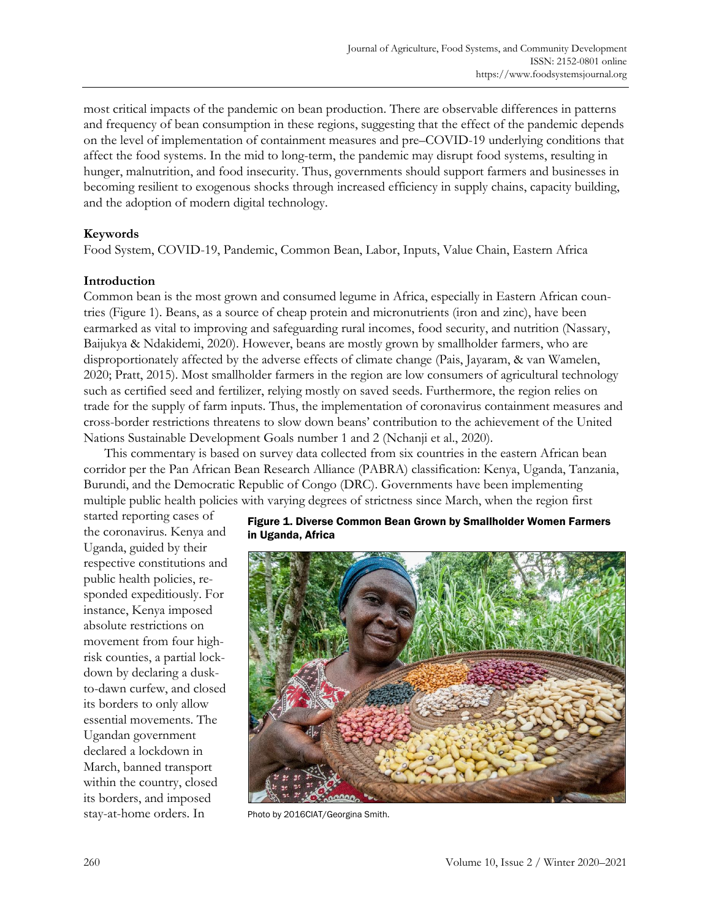most critical impacts of the pandemic on bean production. There are observable differences in patterns and frequency of bean consumption in these regions, suggesting that the effect of the pandemic depends on the level of implementation of containment measures and pre–COVID-19 underlying conditions that affect the food systems. In the mid to long-term, the pandemic may disrupt food systems, resulting in hunger, malnutrition, and food insecurity. Thus, governments should support farmers and businesses in becoming resilient to exogenous shocks through increased efficiency in supply chains, capacity building, and the adoption of modern digital technology.

**Keywords**

Food System, COVID-19, Pandemic, Common Bean, Labor, Inputs, Value Chain, Eastern Africa

**Introduction**

Common bean is the most grown and consumed legume in Africa, especially in Eastern African countries (Figure 1). Beans, as a source of cheap protein and micronutrients (iron and zinc), have been earmarked as vital to improving and safeguarding rural incomes, food security, and nutrition (Nassary, Baijukya & Ndakidemi, 2020). However, beans are mostly grown by smallholder farmers, who are disproportionately affected by the adverse effects of climate change (Pais, Jayaram, & van Wamelen, 2020; Pratt, 2015). Most smallholder farmers in the region are low consumers of agricultural technology such as certified seed and fertilizer, relying mostly on saved seeds. Furthermore, the region relies on trade for the supply of farm inputs. Thus, the implementation of coronavirus containment measures and cross-border restrictions threatens to slow down beans' contribution to the achievement of the United Nations Sustainable Development Goals number 1 and 2 (Nchanji et al., 2020).

This commentary is based on survey data collected from six countries in the eastern African bean corridor per the Pan African Bean Research Alliance (PABRA) classification: Kenya, Uganda, Tanzania, Burundi, and the Democratic Republic of Congo (DRC). Governments have been implementing multiple public health policies with varying degrees of strictness since March, when the region first started reporting cases of the coronavirus. Kenya and Uganda, guided by their respective constitutions and public health policies, responded expeditiously. For instance, Kenya imposed absolute restrictions on movement from four high-risk counties, a partial lockdown by declaring a dusk-to-dawn curfew, and closed its borders to only allow essential movements. The Ugandan government declared a lockdown in March, banned transport within the country, closed its borders, and imposed stay-at-home orders. In

**Figure 1. Diverse Common Bean Grown by Smallholder Women Farmers in Uganda, Africa**

Photo by 2016CIAT/Georgina Smith.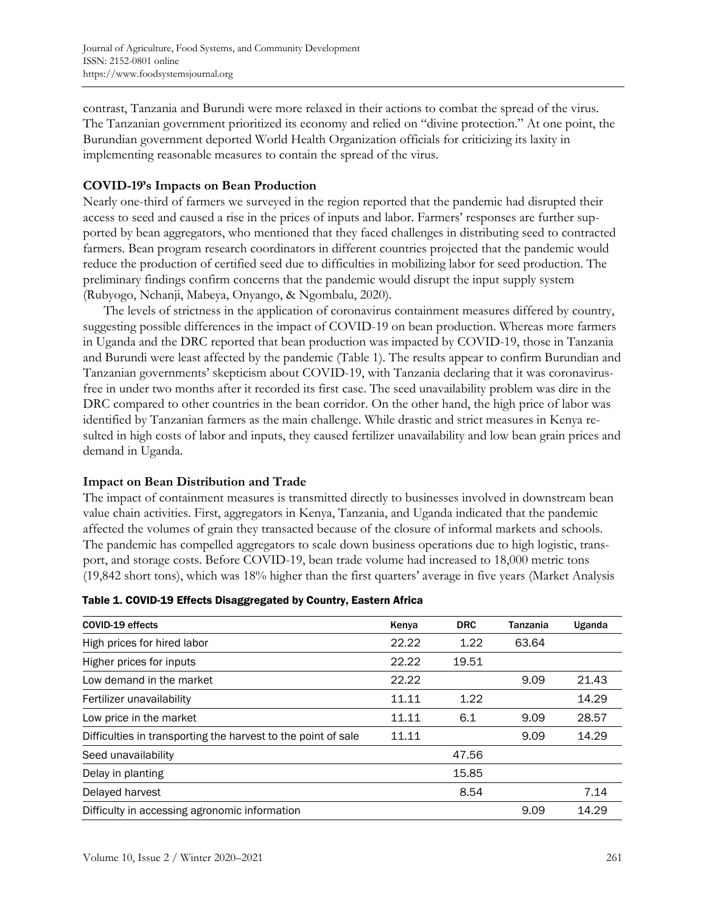contrast, Tanzania and Burundi were more relaxed in their actions to combat the spread of the virus. The Tanzanian government prioritized its economy and relied on "divine protection." At one point, the Burundian government deported World Health Organization officials for criticizing its laxity in implementing reasonable measures to contain the spread of the virus.

### COVID-19's Impacts on Bean Production

Nearly one-third of farmers we surveyed in the region reported that the pandemic had disrupted their access to seed and caused a rise in the prices of inputs and labor. Farmers' responses are further supported by bean aggregators, who mentioned that they faced challenges in distributing seed to contracted farmers. Bean program research coordinators in different countries projected that the pandemic would reduce the production of certified seed due to difficulties in mobilizing labor for seed production. The preliminary findings confirm concerns that the pandemic would disrupt the input supply system (Rubyogo, Nchanji, Mabeya, Onyango, & Ngombalu, 2020).

The levels of strictness in the application of coronavirus containment measures differed by country, suggesting possible differences in the impact of COVID-19 on bean production. Whereas more farmers in Uganda and the DRC reported that bean production was impacted by COVID-19, those in Tanzania and Burundi were least affected by the pandemic (Table 1). The results appear to confirm Burundian and Tanzanian governments' skepticism about COVID-19, with Tanzania declaring that it was coronavirus-free in under two months after it recorded its first case. The seed unavailability problem was dire in the DRC compared to other countries in the bean corridor. On the other hand, the high price of labor was identified by Tanzanian farmers as the main challenge. While drastic and strict measures in Kenya resulted in high costs of labor and inputs, they caused fertilizer unavailability and low bean grain prices and demand in Uganda.

### Impact on Bean Distribution and Trade

The impact of containment measures is transmitted directly to businesses involved in downstream bean value chain activities. First, aggregators in Kenya, Tanzania, and Uganda indicated that the pandemic affected the volumes of grain they transacted because of the closure of informal markets and schools. The pandemic has compelled aggregators to scale down business operations due to high logistic, transport, and storage costs. Before COVID-19, bean trade volume had increased to 18,000 metric tons (19,842 short tons), which was 18% higher than the first quarters' average in five years (Market Analysis

**Table 1. COVID-19 Effects Disaggregated by Country, Eastern Africa**

| COVID-19 effects | Kenya | DRC | Tanzania | Uganda |
|---|---|---|---|---|
| High prices for hired labor | 22.22 | 1.22 | 63.64 | |
| Higher prices for inputs | 22.22 | 19.51 | | |
| Low demand in the market | 22.22 | | 9.09 | 21.43 |
| Fertilizer unavailability | 11.11 | 1.22 | | 14.29 |
| Low price in the market | 11.11 | 6.1 | 9.09 | 28.57 |
| Difficulties in transporting the harvest to the point of sale | 11.11 | | 9.09 | 14.29 |
| Seed unavailability | | 47.56 | | |
| Delay in planting | | 15.85 | | |
| Delayed harvest | | 8.54 | | 7.14 |
| Difficulty in accessing agronomic information | | | 9.09 | 14.29 |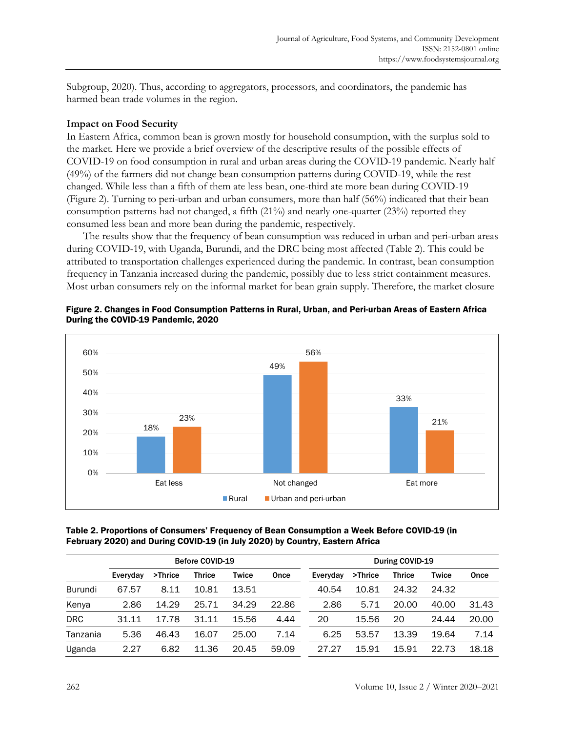Subgroup, 2020). Thus, according to aggregators, processors, and coordinators, the pandemic has harmed bean trade volumes in the region.

### Impact on Food Security

In Eastern Africa, common bean is grown mostly for household consumption, with the surplus sold to the market. Here we provide a brief overview of the descriptive results of the possible effects of COVID-19 on food consumption in rural and urban areas during the COVID-19 pandemic. Nearly half (49%) of the farmers did not change bean consumption patterns during COVID-19, while the rest changed. While less than a fifth of them ate less bean, one-third ate more bean during COVID-19 (Figure 2). Turning to peri-urban and urban consumers, more than half (56%) indicated that their bean consumption patterns had not changed, a fifth (21%) and nearly one-quarter (23%) reported they consumed less bean and more bean during the pandemic, respectively.

The results show that the frequency of bean consumption was reduced in urban and peri-urban areas during COVID-19, with Uganda, Burundi, and the DRC being most affected (Table 2). This could be attributed to transportation challenges experienced during the pandemic. In contrast, bean consumption frequency in Tanzania increased during the pandemic, possibly due to less strict containment measures. Most urban consumers rely on the informal market for bean grain supply. Therefore, the market closure

**Figure 2. Changes in Food Consumption Patterns in Rural, Urban, and Peri-urban Areas of Eastern Africa During the COVID-19 Pandemic, 2020**

| | Rural | Urban and peri-urban |
|---|---|---|
| Eat less | 18% | 23% |
| Not changed | 49% | 56% |
| Eat more | 33% | 21% |

**Table 2. Proportions of Consumers' Frequency of Bean Consumption a Week Before COVID-19 (in February 2020) and During COVID-19 (in July 2020) by Country, Eastern Africa**

| | Before COVID-19 | | | | | During COVID-19 | | | | |
|---|---|---|---|---|---|---|---|---|---|---|
| | Everyday | >Thrice | Thrice | Twice | Once | Everyday | >Thrice | Thrice | Twice | Once |
| Burundi | 67.57 | 8.11 | 10.81 | 13.51 | | 40.54 | 10.81 | 24.32 | 24.32 | |
| Kenya | 2.86 | 14.29 | 25.71 | 34.29 | 22.86 | 2.86 | 5.71 | 20.00 | 40.00 | 31.43 |
| DRC | 31.11 | 17.78 | 31.11 | 15.56 | 4.44 | 20 | 15.56 | 20 | 24.44 | 20.00 |
| Tanzania | 5.36 | 46.43 | 16.07 | 25.00 | 7.14 | 6.25 | 53.57 | 13.39 | 19.64 | 7.14 |
| Uganda | 2.27 | 6.82 | 11.36 | 20.45 | 59.09 | 27.27 | 15.91 | 15.91 | 22.73 | 18.18 |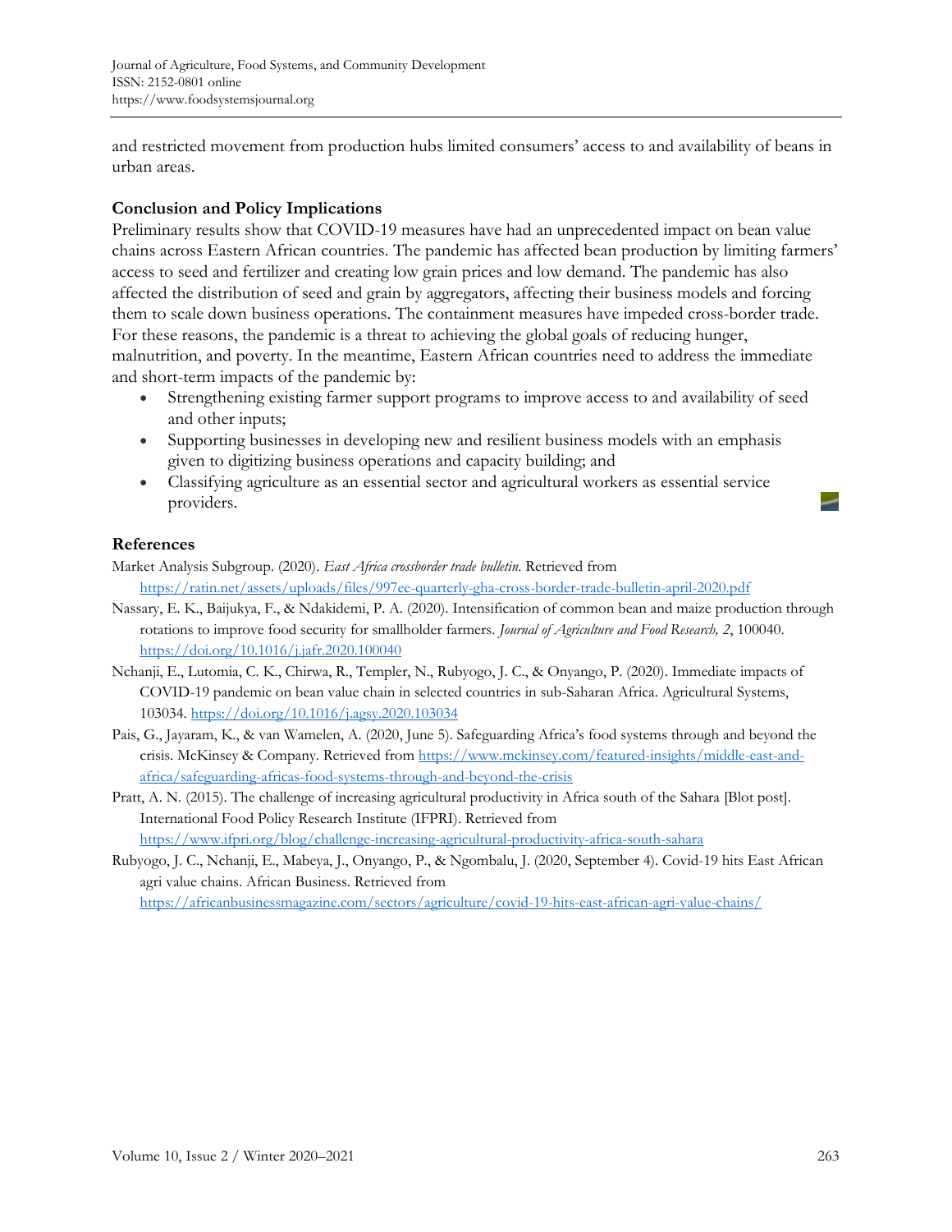and restricted movement from production hubs limited consumers' access to and availability of beans in urban areas.

## Conclusion and Policy Implications

Preliminary results show that COVID-19 measures have had an unprecedented impact on bean value chains across Eastern African countries. The pandemic has affected bean production by limiting farmers' access to seed and fertilizer and creating low grain prices and low demand. The pandemic has also affected the distribution of seed and grain by aggregators, affecting their business models and forcing them to scale down business operations. The containment measures have impeded cross-border trade. For these reasons, the pandemic is a threat to achieving the global goals of reducing hunger, malnutrition, and poverty. In the meantime, Eastern African countries need to address the immediate and short-term impacts of the pandemic by:

- Strengthening existing farmer support programs to improve access to and availability of seed and other inputs;
- Supporting businesses in developing new and resilient business models with an emphasis given to digitizing business operations and capacity building; and
- Classifying agriculture as an essential sector and agricultural workers as essential service providers.

## References

Market Analysis Subgroup. (2020). *East Africa crossborder trade bulletin*. Retrieved from https://ratin.net/assets/uploads/files/997ee-quarterly-gha-cross-border-trade-bulletin-april-2020.pdf

Nassary, E. K., Baijukya, F., & Ndakidemi, P. A. (2020). Intensification of common bean and maize production through rotations to improve food security for smallholder farmers. *Journal of Agriculture and Food Research, 2*, 100040. https://doi.org/10.1016/j.jafr.2020.100040

Nchanji, E., Lutomia, C. K., Chirwa, R., Templer, N., Rubyogo, J. C., & Onyango, P. (2020). Immediate impacts of COVID-19 pandemic on bean value chain in selected countries in sub-Saharan Africa. Agricultural Systems, 103034. https://doi.org/10.1016/j.agsy.2020.103034

Pais, G., Jayaram, K., & van Wamelen, A. (2020, June 5). Safeguarding Africa's food systems through and beyond the crisis. McKinsey & Company. Retrieved from https://www.mckinsey.com/featured-insights/middle-east-and-africa/safeguarding-africas-food-systems-through-and-beyond-the-crisis

Pratt, A. N. (2015). The challenge of increasing agricultural productivity in Africa south of the Sahara [Blot post]. International Food Policy Research Institute (IFPRI). Retrieved from https://www.ifpri.org/blog/challenge-increasing-agricultural-productivity-africa-south-sahara

Rubyogo, J. C., Nchanji, E., Mabeya, J., Onyango, P., & Ngombalu, J. (2020, September 4). Covid-19 hits East African agri value chains. African Business. Retrieved from https://africanbusinessmagazine.com/sectors/agriculture/covid-19-hits-east-african-agri-value-chains/